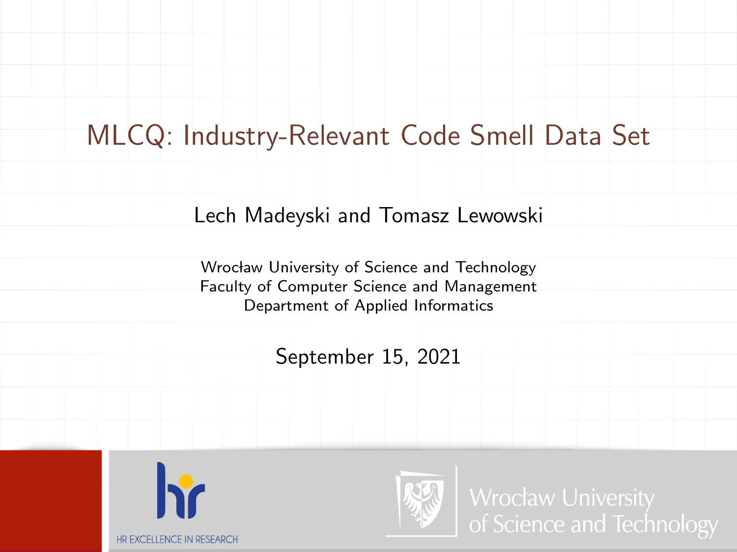# MLCQ: Industry-Relevant Code Smell Data Set

Lech Madeyski and Tomasz Lewowski

Wrocław University of Science and Technology
Faculty of Computer Science and Management
Department of Applied Informatics

September 15, 2021

HR EXCELLENCE IN RESEARCH

Wrocław University of Science and Technology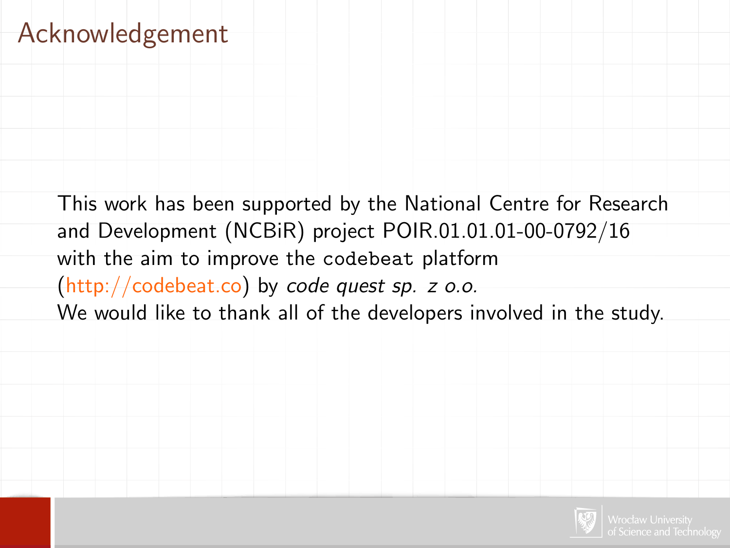# Acknowledgement

This work has been supported by the National Centre for Research and Development (NCBiR) project POIR.01.01.01-00-0792/16 with the aim to improve the `codebeat` platform (http://codebeat.co) by *code quest sp. z o.o.*
We would like to thank all of the developers involved in the study.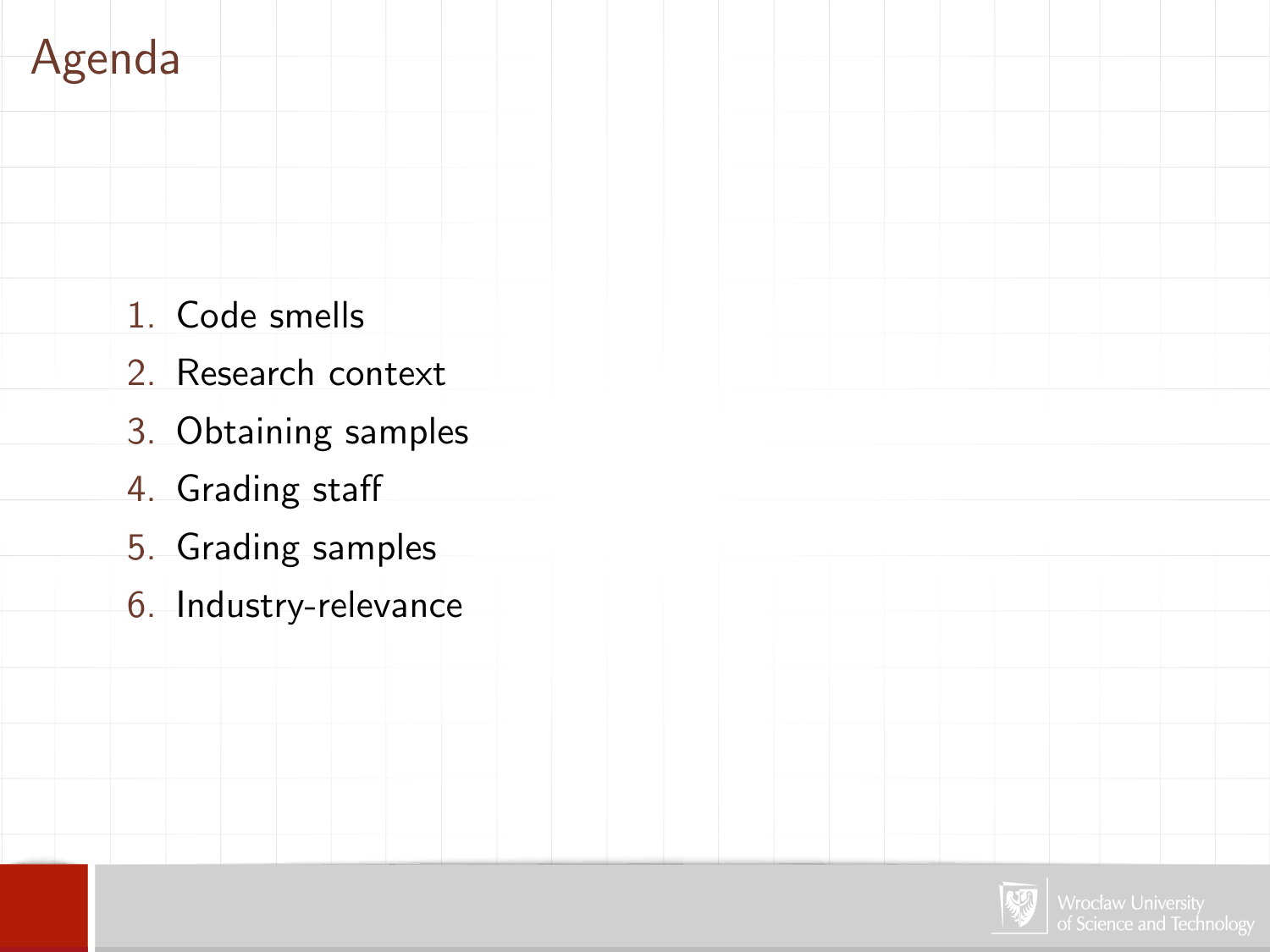# Agenda

1. Code smells
2. Research context
3. Obtaining samples
4. Grading staff
5. Grading samples
6. Industry-relevance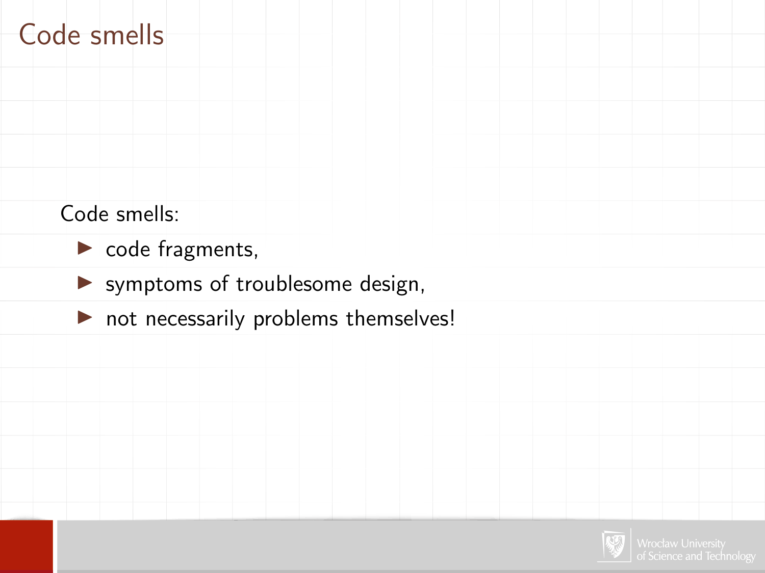# Code smells

Code smells:

- code fragments,
- symptoms of troublesome design,
- not necessarily problems themselves!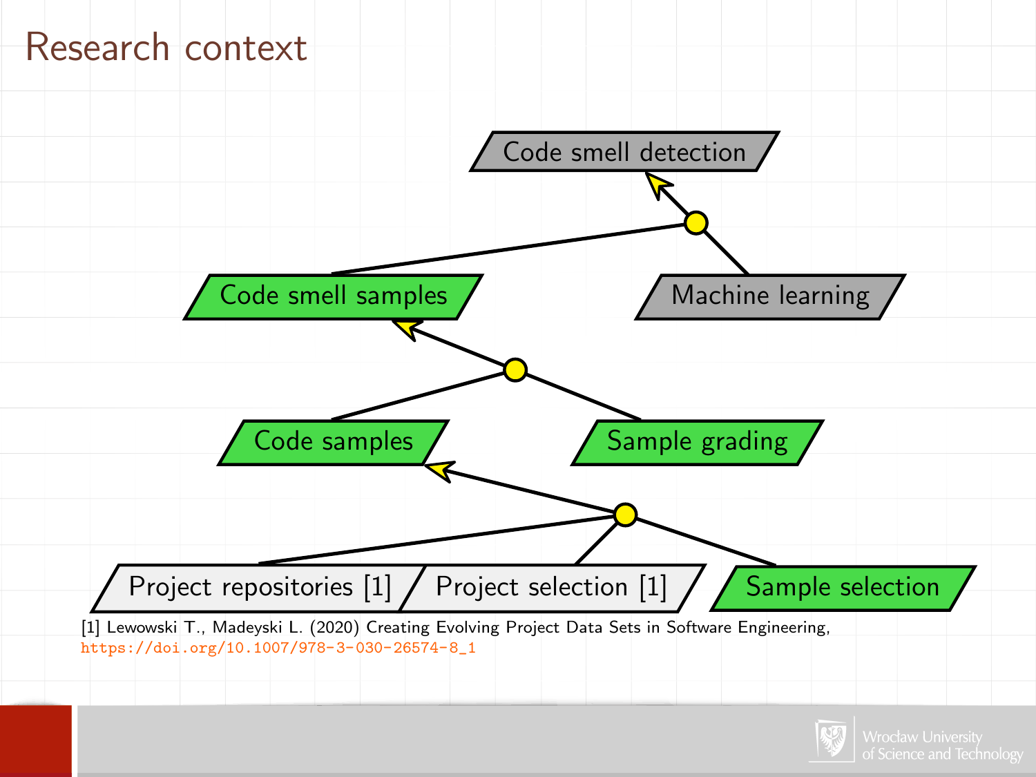# Research context

Code smell detection

Code smell samples

Machine learning

Code samples

Sample grading

Project repositories [1]

Project selection [1]

Sample selection

[1] Lewowski T., Madeyski L. (2020) Creating Evolving Project Data Sets in Software Engineering, https://doi.org/10.1007/978-3-030-26574-8_1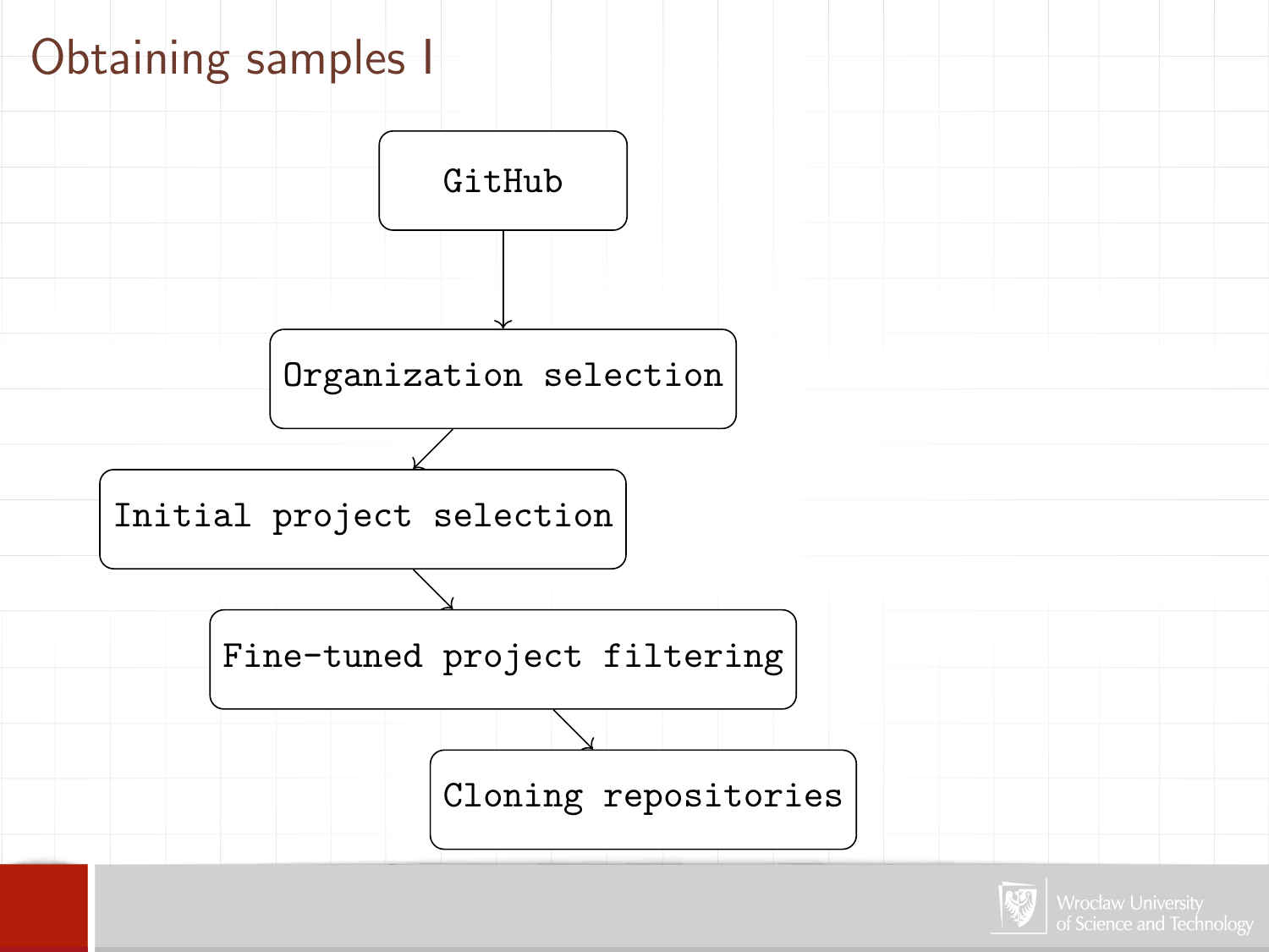# Obtaining samples I

GitHub

Organization selection

Initial project selection

Fine-tuned project filtering

Cloning repositories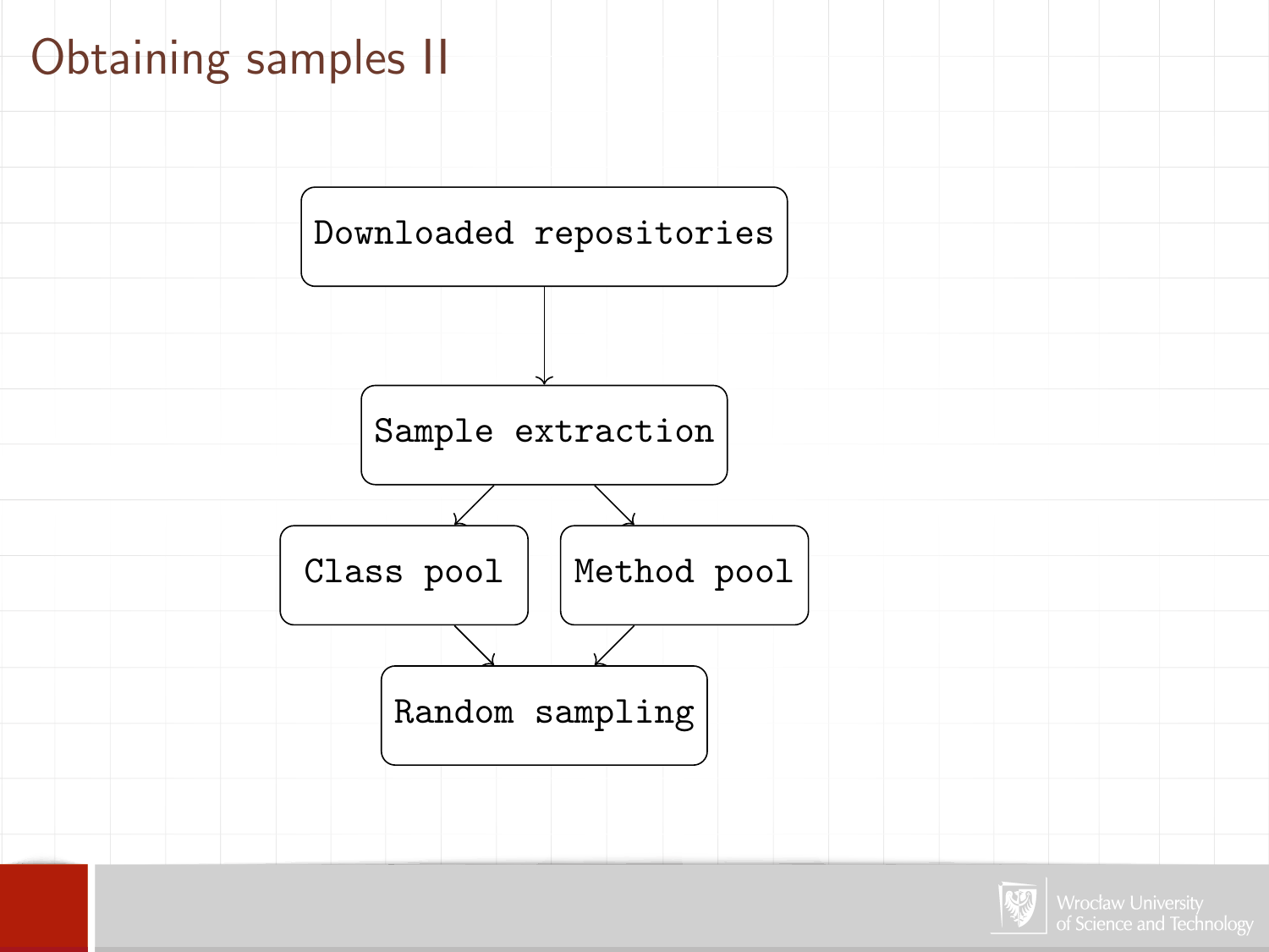# Obtaining samples II

Downloaded repositories

Sample extraction

Class pool

Method pool

Random sampling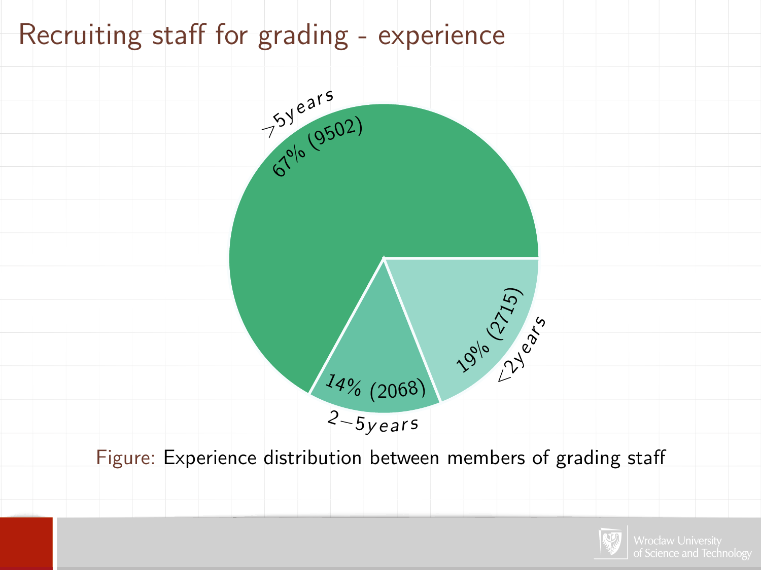# Recruiting staff for grading - experience

| Experience | Share | Count |
| --- | --- | --- |
| >5 years | 67% | 9502 |
| 2–5 years | 14% | 2068 |
| <2 years | 19% | 2715 |

Figure: Experience distribution between members of grading staff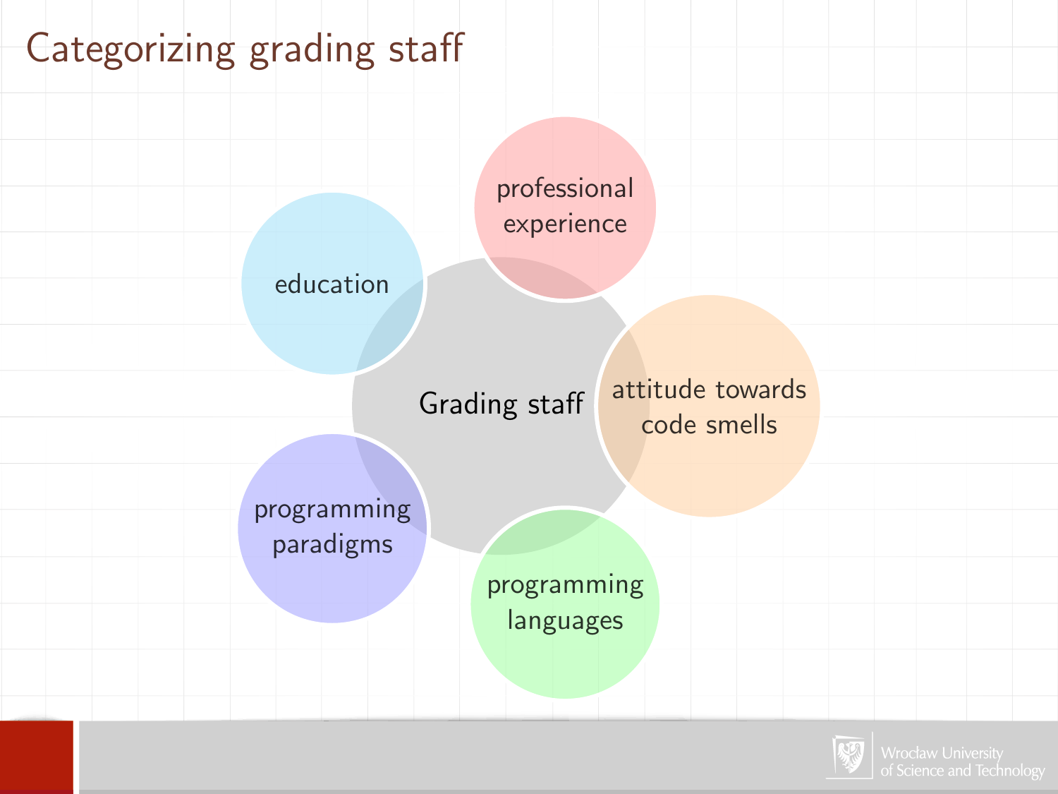# Categorizing grading staff

- Grading staff
  - education
  - professional experience
  - attitude towards code smells
  - programming languages
  - programming paradigms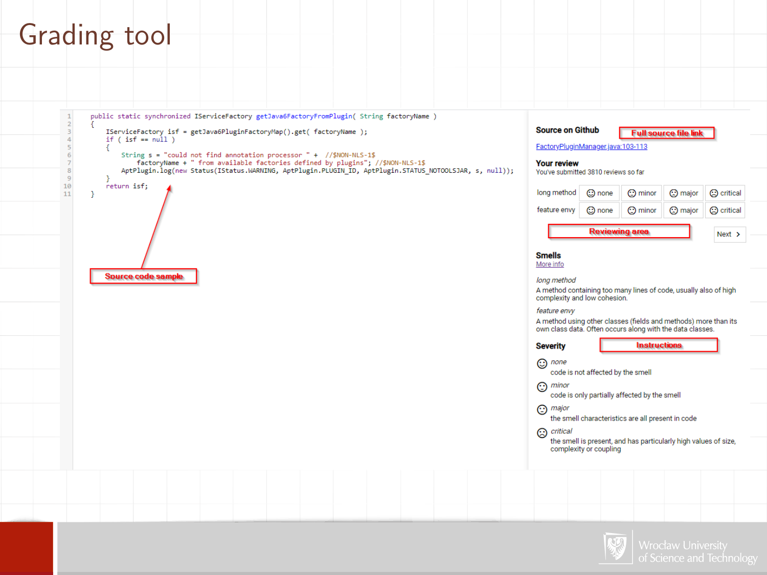# Grading tool

```
public static synchronized IServiceFactory getJava6FactoryFromPlugin( String factoryName )
{
    IServiceFactory isf = getJava6PluginFactoryMap().get( factoryName );
    if ( isf == null )
    {
        String s = "could not find annotation processor " +  //$NON-NLS-1$
            factoryName + " from available factories defined by plugins"; //$NON-NLS-1$
        AptPlugin.log(new Status(IStatus.WARNING, AptPlugin.PLUGIN_ID, AptPlugin.STATUS_NOTOOLSJAR, s, null));
    }
    return isf;
}
```

Source code sample

**Source on Github** — Full source file link

FactoryPluginManager.java:103-113

**Your review**

You've submitted 3810 reviews so far

| long method | none | minor | major | critical |
| --- | --- | --- | --- | --- |
| feature envy | none | minor | major | critical |

Reviewing area

Next >

**Smells**

More info

*long method*

A method containing too many lines of code, usually also of high complexity and low cohesion.

*feature envy*

A method using other classes (fields and methods) more than its own class data. Often occurs along with the data classes.

**Severity** — Instructions

*none*
code is not affected by the smell

*minor*
code is only partially affected by the smell

*major*
the smell characteristics are all present in code

*critical*
the smell is present, and has particularly high values of size, complexity or coupling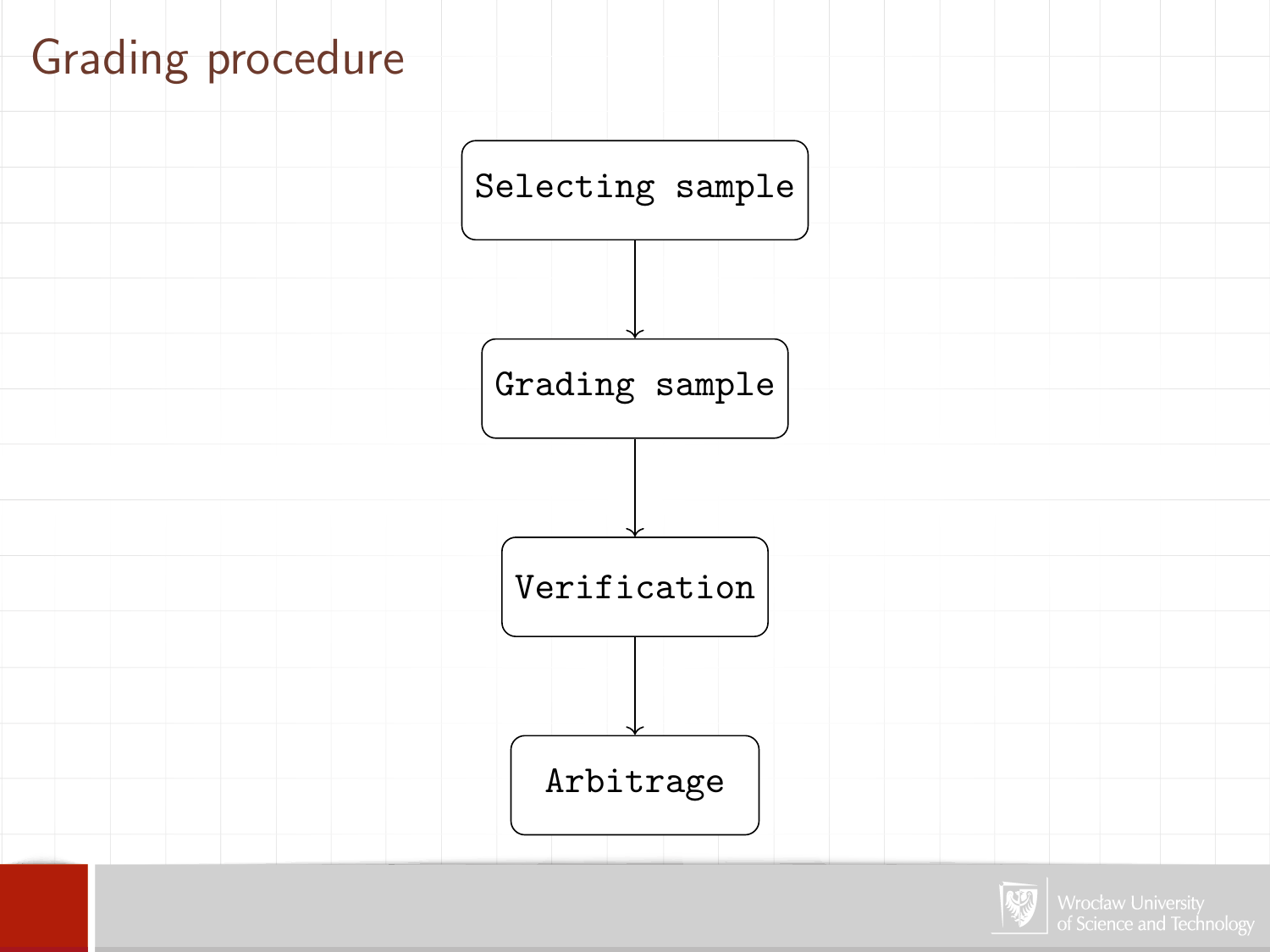# Grading procedure

Selecting sample

↓

Grading sample

↓

Verification

↓

Arbitrage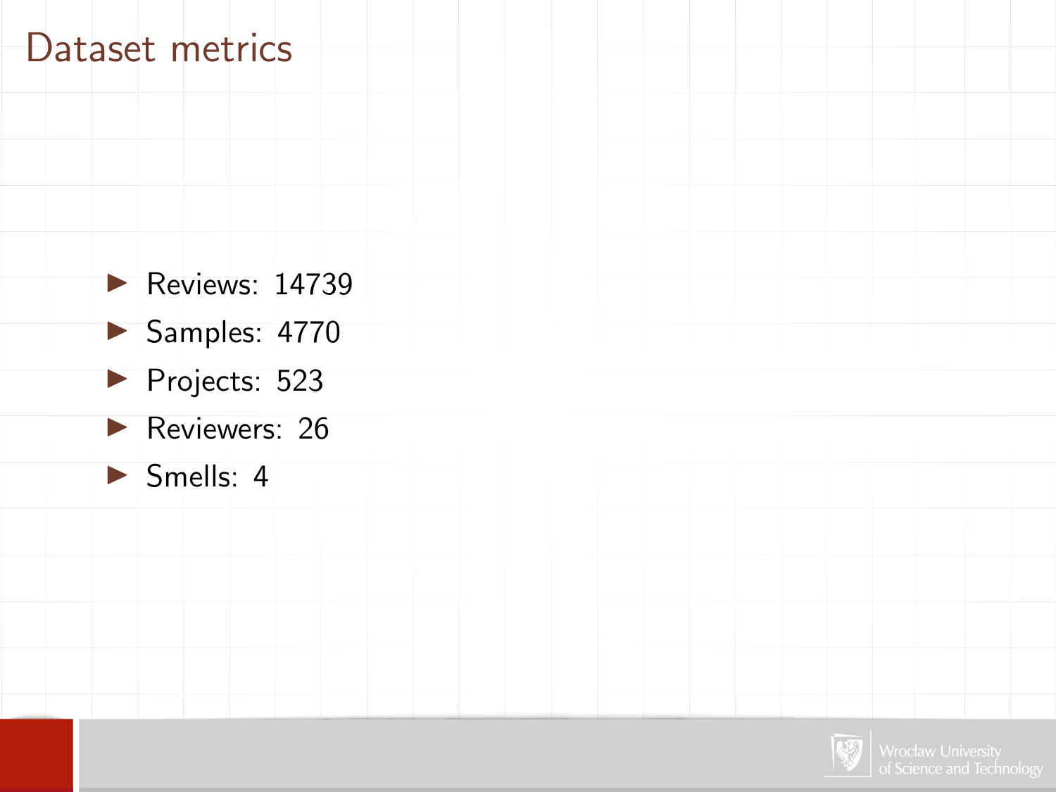# Dataset metrics

- Reviews: 14739
- Samples: 4770
- Projects: 523
- Reviewers: 26
- Smells: 4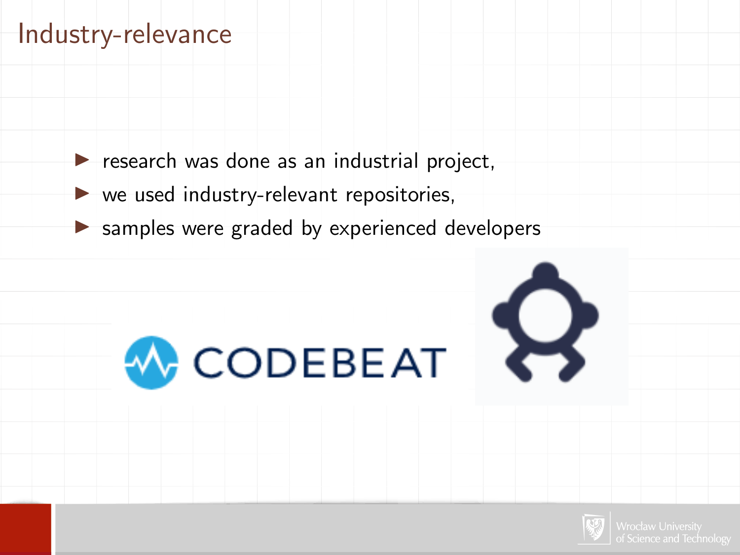# Industry-relevance

- research was done as an industrial project,
- we used industry-relevant repositories,
- samples were graded by experienced developers

CODEBEAT